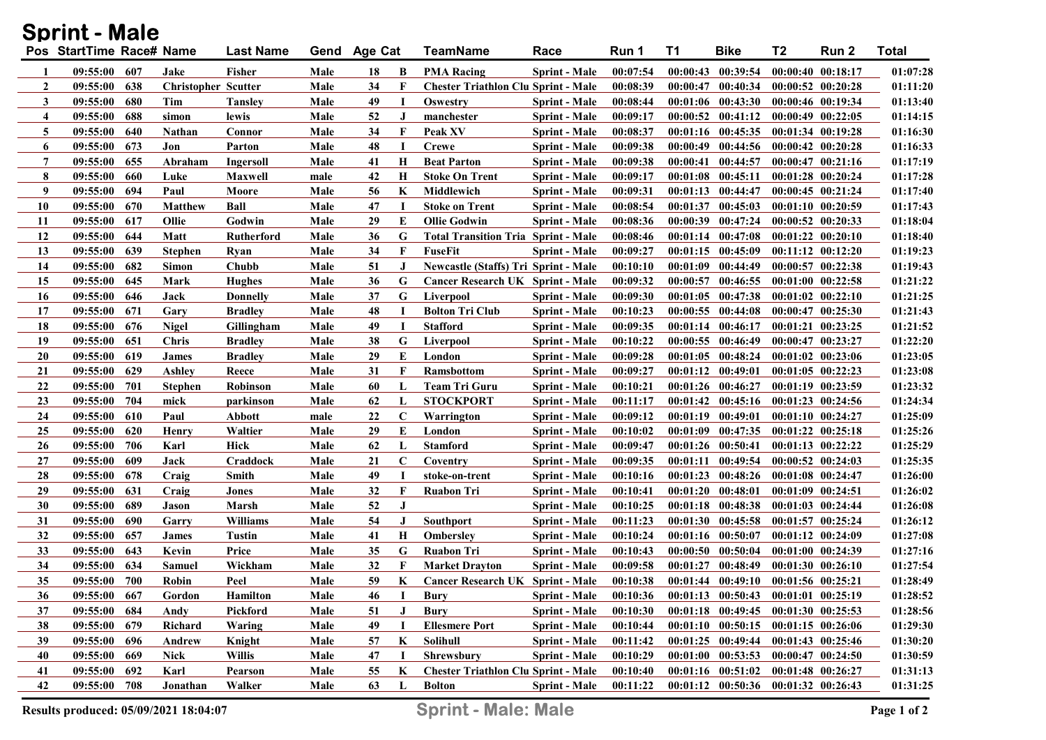# Sprint - Male

| Pos | StartTime | Race# | Name | Last Name | Gend | Age | Cat | TeamName | Race | Run 1 | T1 | Bike | T2 | Run 2 | Total |
|---|---|---|---|---|---|---|---|---|---|---|---|---|---|---|---|
| 1 | 09:55:00 | 607 | Jake | Fisher | Male | 18 | B | PMA Racing | Sprint - Male | 00:07:54 | 00:00:43 | 00:39:54 | 00:00:40 | 00:18:17 | 01:07:28 |
| 2 | 09:55:00 | 638 | Christopher | Scutter | Male | 34 | F | Chester Triathlon Clu | Sprint - Male | 00:08:39 | 00:00:47 | 00:40:34 | 00:00:52 | 00:20:28 | 01:11:20 |
| 3 | 09:55:00 | 680 | Tim | Tansley | Male | 49 | I | Oswestry | Sprint - Male | 00:08:44 | 00:01:06 | 00:43:30 | 00:00:46 | 00:19:34 | 01:13:40 |
| 4 | 09:55:00 | 688 | simon | lewis | Male | 52 | J | manchester | Sprint - Male | 00:09:17 | 00:00:52 | 00:41:12 | 00:00:49 | 00:22:05 | 01:14:15 |
| 5 | 09:55:00 | 640 | Nathan | Connor | Male | 34 | F | Peak XV | Sprint - Male | 00:08:37 | 00:01:16 | 00:45:35 | 00:01:34 | 00:19:28 | 01:16:30 |
| 6 | 09:55:00 | 673 | Jon | Parton | Male | 48 | I | Crewe | Sprint - Male | 00:09:38 | 00:00:49 | 00:44:56 | 00:00:42 | 00:20:28 | 01:16:33 |
| 7 | 09:55:00 | 655 | Abraham | Ingersoll | Male | 41 | H | Beat Parton | Sprint - Male | 00:09:38 | 00:00:41 | 00:44:57 | 00:00:47 | 00:21:16 | 01:17:19 |
| 8 | 09:55:00 | 660 | Luke | Maxwell | male | 42 | H | Stoke On Trent | Sprint - Male | 00:09:17 | 00:01:08 | 00:45:11 | 00:01:28 | 00:20:24 | 01:17:28 |
| 9 | 09:55:00 | 694 | Paul | Moore | Male | 56 | K | Middlewich | Sprint - Male | 00:09:31 | 00:01:13 | 00:44:47 | 00:00:45 | 00:21:24 | 01:17:40 |
| 10 | 09:55:00 | 670 | Matthew | Ball | Male | 47 | I | Stoke on Trent | Sprint - Male | 00:08:54 | 00:01:37 | 00:45:03 | 00:01:10 | 00:20:59 | 01:17:43 |
| 11 | 09:55:00 | 617 | Ollie | Godwin | Male | 29 | E | Ollie Godwin | Sprint - Male | 00:08:36 | 00:00:39 | 00:47:24 | 00:00:52 | 00:20:33 | 01:18:04 |
| 12 | 09:55:00 | 644 | Matt | Rutherford | Male | 36 | G | Total Transition Tria | Sprint - Male | 00:08:46 | 00:01:14 | 00:47:08 | 00:01:22 | 00:20:10 | 01:18:40 |
| 13 | 09:55:00 | 639 | Stephen | Ryan | Male | 34 | F | FuseFit | Sprint - Male | 00:09:27 | 00:01:15 | 00:45:09 | 00:11:12 | 00:12:20 | 01:19:23 |
| 14 | 09:55:00 | 682 | Simon | Chubb | Male | 51 | J | Newcastle (Staffs) Tri | Sprint - Male | 00:10:10 | 00:01:09 | 00:44:49 | 00:00:57 | 00:22:38 | 01:19:43 |
| 15 | 09:55:00 | 645 | Mark | Hughes | Male | 36 | G | Cancer Research UK | Sprint - Male | 00:09:32 | 00:00:57 | 00:46:55 | 00:01:00 | 00:22:58 | 01:21:22 |
| 16 | 09:55:00 | 646 | Jack | Donnelly | Male | 37 | G | Liverpool | Sprint - Male | 00:09:30 | 00:01:05 | 00:47:38 | 00:01:02 | 00:22:10 | 01:21:25 |
| 17 | 09:55:00 | 671 | Gary | Bradley | Male | 48 | I | Bolton Tri Club | Sprint - Male | 00:10:23 | 00:00:55 | 00:44:08 | 00:00:47 | 00:25:30 | 01:21:43 |
| 18 | 09:55:00 | 676 | Nigel | Gillingham | Male | 49 | I | Stafford | Sprint - Male | 00:09:35 | 00:01:14 | 00:46:17 | 00:01:21 | 00:23:25 | 01:21:52 |
| 19 | 09:55:00 | 651 | Chris | Bradley | Male | 38 | G | Liverpool | Sprint - Male | 00:10:22 | 00:00:55 | 00:46:49 | 00:00:47 | 00:23:27 | 01:22:20 |
| 20 | 09:55:00 | 619 | James | Bradley | Male | 29 | E | London | Sprint - Male | 00:09:28 | 00:01:05 | 00:48:24 | 00:01:02 | 00:23:06 | 01:23:05 |
| 21 | 09:55:00 | 629 | Ashley | Reece | Male | 31 | F | Ramsbottom | Sprint - Male | 00:09:27 | 00:01:12 | 00:49:01 | 00:01:05 | 00:22:23 | 01:23:08 |
| 22 | 09:55:00 | 701 | Stephen | Robinson | Male | 60 | L | Team Tri Guru | Sprint - Male | 00:10:21 | 00:01:26 | 00:46:27 | 00:01:19 | 00:23:59 | 01:23:32 |
| 23 | 09:55:00 | 704 | mick | parkinson | Male | 62 | L | STOCKPORT | Sprint - Male | 00:11:17 | 00:01:42 | 00:45:16 | 00:01:23 | 00:24:56 | 01:24:34 |
| 24 | 09:55:00 | 610 | Paul | Abbott | male | 22 | C | Warrington | Sprint - Male | 00:09:12 | 00:01:19 | 00:49:01 | 00:01:10 | 00:24:27 | 01:25:09 |
| 25 | 09:55:00 | 620 | Henry | Waltier | Male | 29 | E | London | Sprint - Male | 00:10:02 | 00:01:09 | 00:47:35 | 00:01:22 | 00:25:18 | 01:25:26 |
| 26 | 09:55:00 | 706 | Karl | Hick | Male | 62 | L | Stamford | Sprint - Male | 00:09:47 | 00:01:26 | 00:50:41 | 00:01:13 | 00:22:22 | 01:25:29 |
| 27 | 09:55:00 | 609 | Jack | Craddock | Male | 21 | C | Coventry | Sprint - Male | 00:09:35 | 00:01:11 | 00:49:54 | 00:00:52 | 00:24:03 | 01:25:35 |
| 28 | 09:55:00 | 678 | Craig | Smith | Male | 49 | I | stoke-on-trent | Sprint - Male | 00:10:16 | 00:01:23 | 00:48:26 | 00:01:08 | 00:24:47 | 01:26:00 |
| 29 | 09:55:00 | 631 | Craig | Jones | Male | 32 | F | Ruabon Tri | Sprint - Male | 00:10:41 | 00:01:20 | 00:48:01 | 00:01:09 | 00:24:51 | 01:26:02 |
| 30 | 09:55:00 | 689 | Jason | Marsh | Male | 52 | J | | Sprint - Male | 00:10:25 | 00:01:18 | 00:48:38 | 00:01:03 | 00:24:44 | 01:26:08 |
| 31 | 09:55:00 | 690 | Garry | Williams | Male | 54 | J | Southport | Sprint - Male | 00:11:23 | 00:01:30 | 00:45:58 | 00:01:57 | 00:25:24 | 01:26:12 |
| 32 | 09:55:00 | 657 | James | Tustin | Male | 41 | H | Ombersley | Sprint - Male | 00:10:24 | 00:01:16 | 00:50:07 | 00:01:12 | 00:24:09 | 01:27:08 |
| 33 | 09:55:00 | 643 | Kevin | Price | Male | 35 | G | Ruabon Tri | Sprint - Male | 00:10:43 | 00:00:50 | 00:50:04 | 00:01:00 | 00:24:39 | 01:27:16 |
| 34 | 09:55:00 | 634 | Samuel | Wickham | Male | 32 | F | Market Drayton | Sprint - Male | 00:09:58 | 00:01:27 | 00:48:49 | 00:01:30 | 00:26:10 | 01:27:54 |
| 35 | 09:55:00 | 700 | Robin | Peel | Male | 59 | K | Cancer Research UK | Sprint - Male | 00:10:38 | 00:01:44 | 00:49:10 | 00:01:56 | 00:25:21 | 01:28:49 |
| 36 | 09:55:00 | 667 | Gordon | Hamilton | Male | 46 | I | Bury | Sprint - Male | 00:10:36 | 00:01:13 | 00:50:43 | 00:01:01 | 00:25:19 | 01:28:52 |
| 37 | 09:55:00 | 684 | Andy | Pickford | Male | 51 | J | Bury | Sprint - Male | 00:10:30 | 00:01:18 | 00:49:45 | 00:01:30 | 00:25:53 | 01:28:56 |
| 38 | 09:55:00 | 679 | Richard | Waring | Male | 49 | I | Ellesmere Port | Sprint - Male | 00:10:44 | 00:01:10 | 00:50:15 | 00:01:15 | 00:26:06 | 01:29:30 |
| 39 | 09:55:00 | 696 | Andrew | Knight | Male | 57 | K | Solihull | Sprint - Male | 00:11:42 | 00:01:25 | 00:49:44 | 00:01:43 | 00:25:46 | 01:30:20 |
| 40 | 09:55:00 | 669 | Nick | Willis | Male | 47 | I | Shrewsbury | Sprint - Male | 00:10:29 | 00:01:00 | 00:53:53 | 00:00:47 | 00:24:50 | 01:30:59 |
| 41 | 09:55:00 | 692 | Karl | Pearson | Male | 55 | K | Chester Triathlon Clu | Sprint - Male | 00:10:40 | 00:01:16 | 00:51:02 | 00:01:48 | 00:26:27 | 01:31:13 |
| 42 | 09:55:00 | 708 | Jonathan | Walker | Male | 63 | L | Bolton | Sprint - Male | 00:11:22 | 00:01:12 | 00:50:36 | 00:01:32 | 00:26:43 | 01:31:25 |

Results produced: 05/09/2021 18:04:07

**Sprint - Male: Male**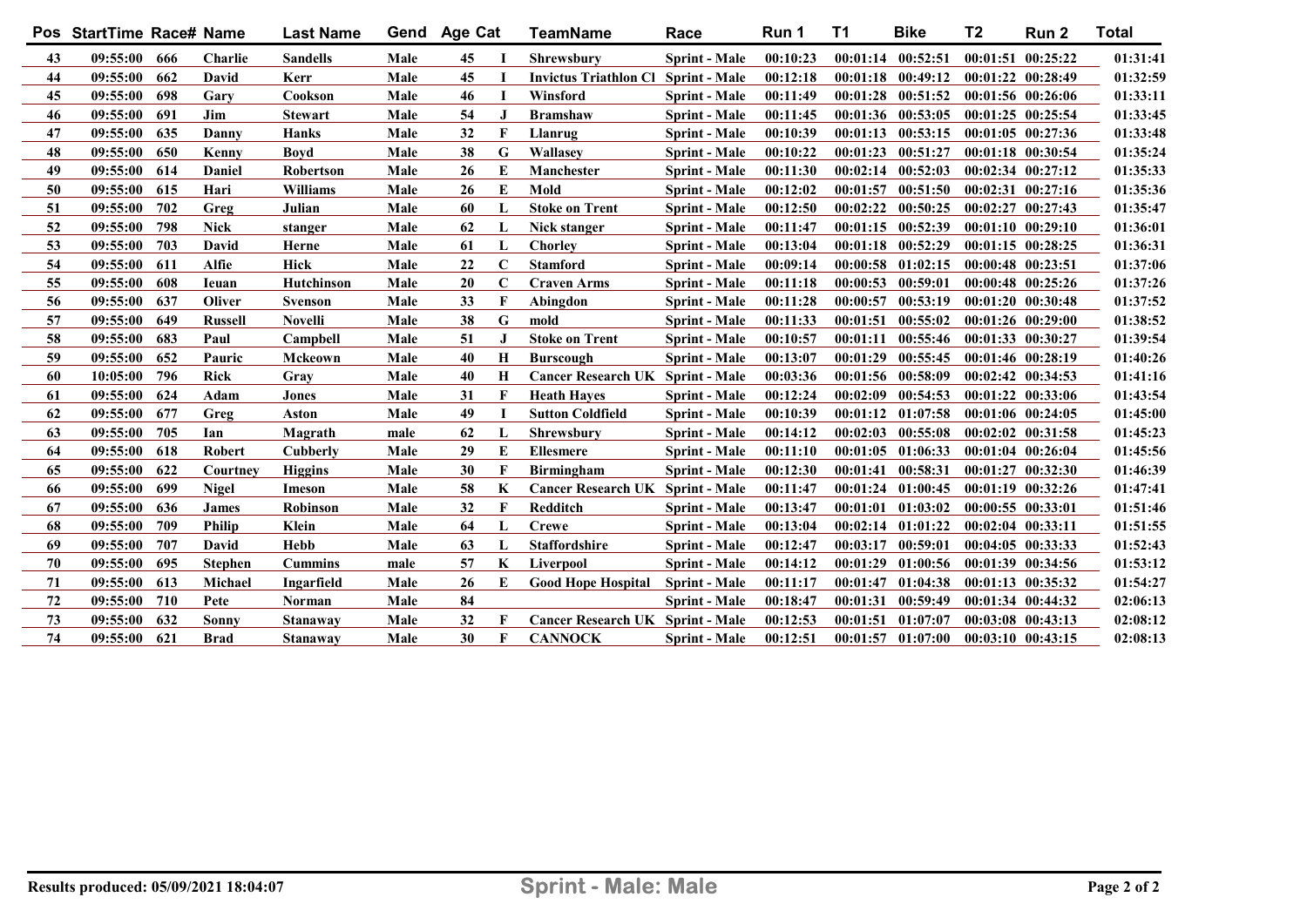| Pos | StartTime | Race# | Name | Last Name | Gend | Age | Cat | TeamName | Race | Run 1 | T1 | Bike | T2 | Run 2 | Total |
|---|---|---|---|---|---|---|---|---|---|---|---|---|---|---|---|
| 43 | 09:55:00 | 666 | Charlie | Sandells | Male | 45 | I | Shrewsbury | Sprint - Male | 00:10:23 | 00:01:14 | 00:52:51 | 00:01:51 | 00:25:22 | 01:31:41 |
| 44 | 09:55:00 | 662 | David | Kerr | Male | 45 | I | Invictus Triathlon Cl | Sprint - Male | 00:12:18 | 00:01:18 | 00:49:12 | 00:01:22 | 00:28:49 | 01:32:59 |
| 45 | 09:55:00 | 698 | Gary | Cookson | Male | 46 | I | Winsford | Sprint - Male | 00:11:49 | 00:01:28 | 00:51:52 | 00:01:56 | 00:26:06 | 01:33:11 |
| 46 | 09:55:00 | 691 | Jim | Stewart | Male | 54 | J | Bramshaw | Sprint - Male | 00:11:45 | 00:01:36 | 00:53:05 | 00:01:25 | 00:25:54 | 01:33:45 |
| 47 | 09:55:00 | 635 | Danny | Hanks | Male | 32 | F | Llanrug | Sprint - Male | 00:10:39 | 00:01:13 | 00:53:15 | 00:01:05 | 00:27:36 | 01:33:48 |
| 48 | 09:55:00 | 650 | Kenny | Boyd | Male | 38 | G | Wallasey | Sprint - Male | 00:10:22 | 00:01:23 | 00:51:27 | 00:01:18 | 00:30:54 | 01:35:24 |
| 49 | 09:55:00 | 614 | Daniel | Robertson | Male | 26 | E | Manchester | Sprint - Male | 00:11:30 | 00:02:14 | 00:52:03 | 00:02:34 | 00:27:12 | 01:35:33 |
| 50 | 09:55:00 | 615 | Hari | Williams | Male | 26 | E | Mold | Sprint - Male | 00:12:02 | 00:01:57 | 00:51:50 | 00:02:31 | 00:27:16 | 01:35:36 |
| 51 | 09:55:00 | 702 | Greg | Julian | Male | 60 | L | Stoke on Trent | Sprint - Male | 00:12:50 | 00:02:22 | 00:50:25 | 00:02:27 | 00:27:43 | 01:35:47 |
| 52 | 09:55:00 | 798 | Nick | stanger | Male | 62 | L | Nick stanger | Sprint - Male | 00:11:47 | 00:01:15 | 00:52:39 | 00:01:10 | 00:29:10 | 01:36:01 |
| 53 | 09:55:00 | 703 | David | Herne | Male | 61 | L | Chorley | Sprint - Male | 00:13:04 | 00:01:18 | 00:52:29 | 00:01:15 | 00:28:25 | 01:36:31 |
| 54 | 09:55:00 | 611 | Alfie | Hick | Male | 22 | C | Stamford | Sprint - Male | 00:09:14 | 00:00:58 | 01:02:15 | 00:00:48 | 00:23:51 | 01:37:06 |
| 55 | 09:55:00 | 608 | Ieuan | Hutchinson | Male | 20 | C | Craven Arms | Sprint - Male | 00:11:18 | 00:00:53 | 00:59:01 | 00:00:48 | 00:25:26 | 01:37:26 |
| 56 | 09:55:00 | 637 | Oliver | Svenson | Male | 33 | F | Abingdon | Sprint - Male | 00:11:28 | 00:00:57 | 00:53:19 | 00:01:20 | 00:30:48 | 01:37:52 |
| 57 | 09:55:00 | 649 | Russell | Novelli | Male | 38 | G | mold | Sprint - Male | 00:11:33 | 00:01:51 | 00:55:02 | 00:01:26 | 00:29:00 | 01:38:52 |
| 58 | 09:55:00 | 683 | Paul | Campbell | Male | 51 | J | Stoke on Trent | Sprint - Male | 00:10:57 | 00:01:11 | 00:55:46 | 00:01:33 | 00:30:27 | 01:39:54 |
| 59 | 09:55:00 | 652 | Pauric | Mckeown | Male | 40 | H | Burscough | Sprint - Male | 00:13:07 | 00:01:29 | 00:55:45 | 00:01:46 | 00:28:19 | 01:40:26 |
| 60 | 10:05:00 | 796 | Rick | Gray | Male | 40 | H | Cancer Research UK | Sprint - Male | 00:03:36 | 00:01:56 | 00:58:09 | 00:02:42 | 00:34:53 | 01:41:16 |
| 61 | 09:55:00 | 624 | Adam | Jones | Male | 31 | F | Heath Hayes | Sprint - Male | 00:12:24 | 00:02:09 | 00:54:53 | 00:01:22 | 00:33:06 | 01:43:54 |
| 62 | 09:55:00 | 677 | Greg | Aston | Male | 49 | I | Sutton Coldfield | Sprint - Male | 00:10:39 | 00:01:12 | 01:07:58 | 00:01:06 | 00:24:05 | 01:45:00 |
| 63 | 09:55:00 | 705 | Ian | Magrath | male | 62 | L | Shrewsbury | Sprint - Male | 00:14:12 | 00:02:03 | 00:55:08 | 00:02:02 | 00:31:58 | 01:45:23 |
| 64 | 09:55:00 | 618 | Robert | Cubberly | Male | 29 | E | Ellesmere | Sprint - Male | 00:11:10 | 00:01:05 | 01:06:33 | 00:01:04 | 00:26:04 | 01:45:56 |
| 65 | 09:55:00 | 622 | Courtney | Higgins | Male | 30 | F | Birmingham | Sprint - Male | 00:12:30 | 00:01:41 | 00:58:31 | 00:01:27 | 00:32:30 | 01:46:39 |
| 66 | 09:55:00 | 699 | Nigel | Imeson | Male | 58 | K | Cancer Research UK | Sprint - Male | 00:11:47 | 00:01:24 | 01:00:45 | 00:01:19 | 00:32:26 | 01:47:41 |
| 67 | 09:55:00 | 636 | James | Robinson | Male | 32 | F | Redditch | Sprint - Male | 00:13:47 | 00:01:01 | 01:03:02 | 00:00:55 | 00:33:01 | 01:51:46 |
| 68 | 09:55:00 | 709 | Philip | Klein | Male | 64 | L | Crewe | Sprint - Male | 00:13:04 | 00:02:14 | 01:01:22 | 00:02:04 | 00:33:11 | 01:51:55 |
| 69 | 09:55:00 | 707 | David | Hebb | Male | 63 | L | Staffordshire | Sprint - Male | 00:12:47 | 00:03:17 | 00:59:01 | 00:04:05 | 00:33:33 | 01:52:43 |
| 70 | 09:55:00 | 695 | Stephen | Cummins | male | 57 | K | Liverpool | Sprint - Male | 00:14:12 | 00:01:29 | 01:00:56 | 00:01:39 | 00:34:56 | 01:53:12 |
| 71 | 09:55:00 | 613 | Michael | Ingarfield | Male | 26 | E | Good Hope Hospital | Sprint - Male | 00:11:17 | 00:01:47 | 01:04:38 | 00:01:13 | 00:35:32 | 01:54:27 |
| 72 | 09:55:00 | 710 | Pete | Norman | Male | 84 | | | Sprint - Male | 00:18:47 | 00:01:31 | 00:59:49 | 00:01:34 | 00:44:32 | 02:06:13 |
| 73 | 09:55:00 | 632 | Sonny | Stanaway | Male | 32 | F | Cancer Research UK | Sprint - Male | 00:12:53 | 00:01:51 | 01:07:07 | 00:03:08 | 00:43:13 | 02:08:12 |
| 74 | 09:55:00 | 621 | Brad | Stanaway | Male | 30 | F | CANNOCK | Sprint - Male | 00:12:51 | 00:01:57 | 01:07:00 | 00:03:10 | 00:43:15 | 02:08:13 |

Results produced: 05/09/2021 18:04:07

Sprint - Male: Male